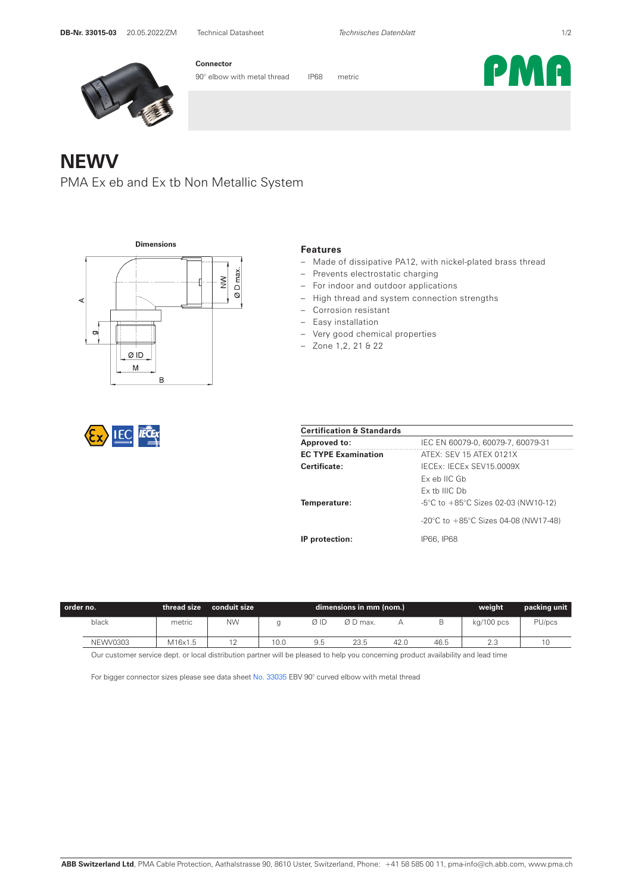**Connector**

90° elbow with metal thread IP68 metric

# NEWV

PMA Ex eb and Ex tb Non Metallic System

**Dimensions**

### Features

- Made of dissipative PA12, with nickel-plated brass thread
- Prevents electrostatic charging
- For indoor and outdoor applications
- High thread and system connection strengths
- Corrosion resistant
- Easy installation
- Very good chemical properties
- Zone 1,2, 21 & 22

| **Certification & Standards** | |
|---|---|
| **Approved to:** | IEC EN 60079-0, 60079-7, 60079-31 |
| **EC TYPE Examination** | ATEX: SEV 15 ATEX 0121X |
| **Certificate:** | IECEx: IECEx SEV15.0009X |
| | Ex eb IIC Gb |
| | Ex tb IIIC Db |
| **Temperature:** | -5°C to +85°C Sizes 02-03 (NW10-12) |
| | -20°C to +85°C Sizes 04-08 (NW17-48) |
| **IP protection:** | IP66, IP68 |

| order no. | thread size | conduit size | dimensions in mm (nom.) | | | | | weight | packing unit |
|---|---|---|---|---|---|---|---|---|---|
| black | metric | NW | g | Ø ID | Ø D max. | A | B | kg/100 pcs | PU/pcs |
| NEWV0303 | M16x1.5 | 12 | 10.0 | 9.5 | 23.5 | 42.0 | 46.5 | 2.3 | 10 |

Our customer service dept. or local distribution partner will be pleased to help you concerning product availability and lead time

For bigger connector sizes please see data sheet No. 33035 EBV 90° curved elbow with metal thread

**ABB Switzerland Ltd**, PMA Cable Protection, Aathalstrasse 90, 8610 Uster, Switzerland, Phone: +41 58 585 00 11, pma-info@ch.abb.com, www.pma.ch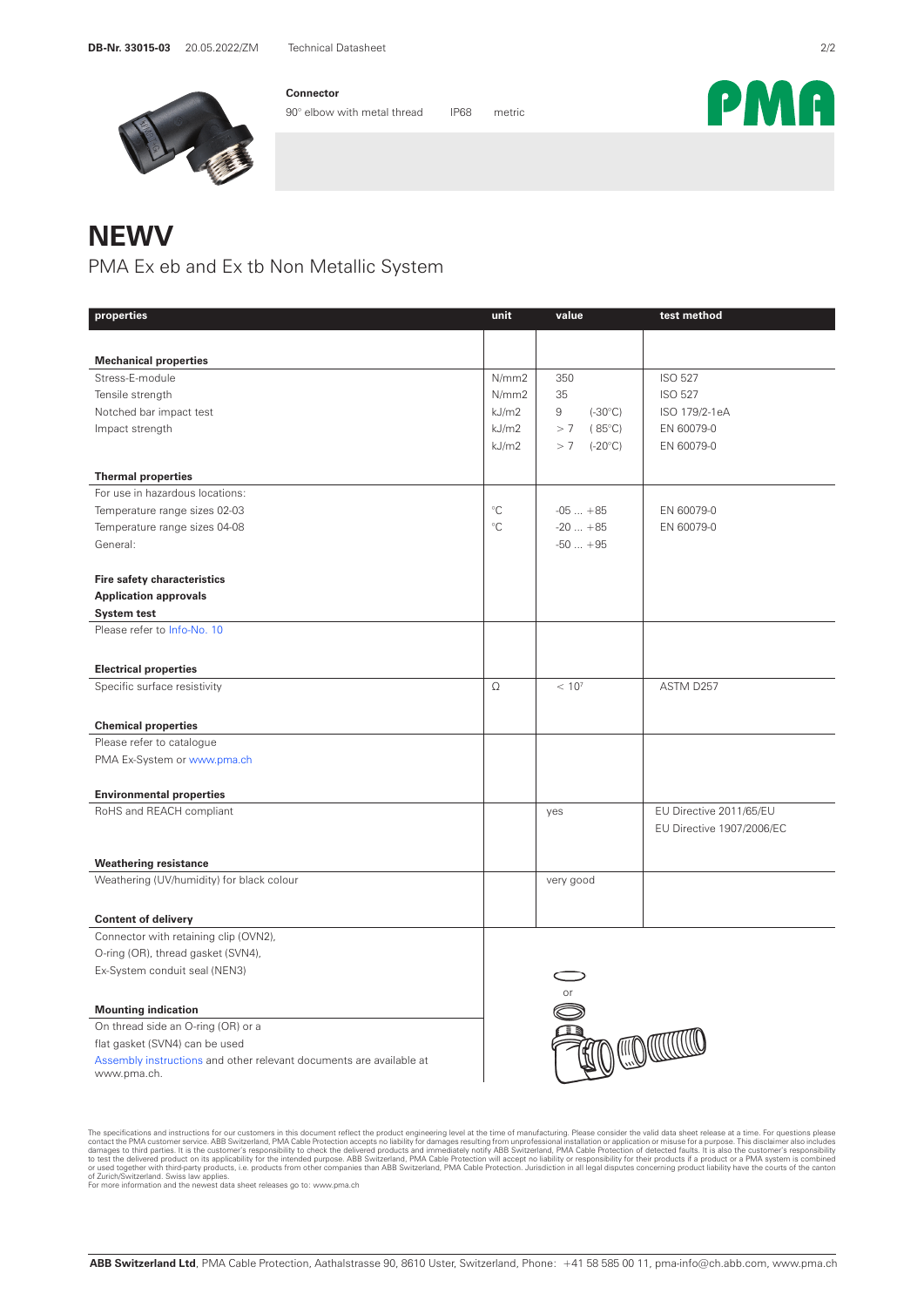**Connector**

90° elbow with metal thread IP68 metric

# NEWV

## PMA Ex eb and Ex tb Non Metallic System

| properties | unit | value | test method |
|---|---|---|---|
| **Mechanical properties** | | | |
| Stress-E-module | N/mm2 | 350 | ISO 527 |
| Tensile strength | N/mm2 | 35 | ISO 527 |
| Notched bar impact test | kJ/m2 | 9 (-30°C) | ISO 179/2-1eA |
| Impact strength | kJ/m2 | > 7 ( 85°C) | EN 60079-0 |
| | kJ/m2 | > 7 (-20°C) | EN 60079-0 |
| **Thermal properties** | | | |
| For use in hazardous locations: | | | |
| Temperature range sizes 02-03 | °C | -05 ... +85 | EN 60079-0 |
| Temperature range sizes 04-08 | °C | -20 ... +85 | EN 60079-0 |
| General: | | -50 ... +95 | |
| **Fire safety characteristics** | | | |
| **Application approvals** | | | |
| **System test** | | | |
| Please refer to Info-No. 10 | | | |
| **Electrical properties** | | | |
| Specific surface resistivity | Ω | $< 10^7$ | ASTM D257 |
| **Chemical properties** | | | |
| Please refer to catalogue PMA Ex-System or www.pma.ch | | | |
| **Environmental properties** | | | |
| RoHS and REACH compliant | | yes | EU Directive 2011/65/EU<br>EU Directive 1907/2006/EC |
| **Weathering resistance** | | | |
| Weathering (UV/humidity) for black colour | | very good | |

**Content of delivery**

Connector with retaining clip (OVN2), O-ring (OR), thread gasket (SVN4), Ex-System conduit seal (NEN3)

**Mounting indication**

On thread side an O-ring (OR) or a flat gasket (SVN4) can be used

Assembly instructions and other relevant documents are available at www.pma.ch.

or

The specifications and instructions for our customers in this document reflect the product engineering level at the time of manufacturing. Please consider the valid data sheet release at a time. For questions please contact the PMA customer service. ABB Switzerland, PMA Cable Protection accepts no liability for damages resulting from unprofessional installation or application or misuse for a purpose. This disclaimer also includes damages to third parties. It is the customer's responsibility to check the delivered products and immediately notify ABB Switzerland, PMA Cable Protection of detected faults. It is also the customer's responsibility to test the delivered product on its applicability for the intended purpose. ABB Switzerland, PMA Cable Protection will accept no liability or responsibility for their products if a product or a PMA system is combined or used together with third-party products, i.e. products from other companies than ABB Switzerland, PMA Cable Protection. Jurisdiction in all legal disputes concerning product liability have the courts of the canton of Zurich/Switzerland. Swiss law applies.
For more information and the newest data sheet releases go to: www.pma.ch

**ABB Switzerland Ltd**, PMA Cable Protection, Aathalstrasse 90, 8610 Uster, Switzerland, Phone: +41 58 585 00 11, pma-info@ch.abb.com, www.pma.ch